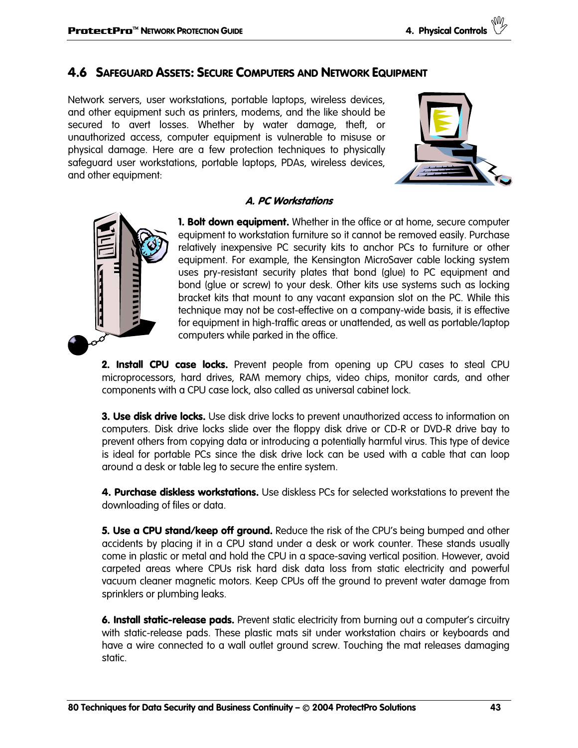## 4.6 Safeguard Assets: Secure Computers and Network Equipment

Network servers, user workstations, portable laptops, wireless devices, and other equipment such as printers, modems, and the like should be secured to avert losses. Whether by water damage, theft, or unauthorized access, computer equipment is vulnerable to misuse or physical damage. Here are a few protection techniques to physically safeguard user workstations, portable laptops, PDAs, wireless devices, and other equipment:

### *A. PC Workstations*

**1. Bolt down equipment.** Whether in the office or at home, secure computer equipment to workstation furniture so it cannot be removed easily. Purchase relatively inexpensive PC security kits to anchor PCs to furniture or other equipment. For example, the Kensington MicroSaver cable locking system uses pry-resistant security plates that bond (glue) to PC equipment and bond (glue or screw) to your desk. Other kits use systems such as locking bracket kits that mount to any vacant expansion slot on the PC. While this technique may not be cost-effective on a company-wide basis, it is effective for equipment in high-traffic areas or unattended, as well as portable/laptop computers while parked in the office.

**2. Install CPU case locks.** Prevent people from opening up CPU cases to steal CPU microprocessors, hard drives, RAM memory chips, video chips, monitor cards, and other components with a CPU case lock, also called as universal cabinet lock.

**3. Use disk drive locks.** Use disk drive locks to prevent unauthorized access to information on computers. Disk drive locks slide over the floppy disk drive or CD-R or DVD-R drive bay to prevent others from copying data or introducing a potentially harmful virus. This type of device is ideal for portable PCs since the disk drive lock can be used with a cable that can loop around a desk or table leg to secure the entire system.

**4. Purchase diskless workstations.** Use diskless PCs for selected workstations to prevent the downloading of files or data.

**5. Use a CPU stand/keep off ground.** Reduce the risk of the CPU's being bumped and other accidents by placing it in a CPU stand under a desk or work counter. These stands usually come in plastic or metal and hold the CPU in a space-saving vertical position. However, avoid carpeted areas where CPUs risk hard disk data loss from static electricity and powerful vacuum cleaner magnetic motors. Keep CPUs off the ground to prevent water damage from sprinklers or plumbing leaks.

**6. Install static-release pads.** Prevent static electricity from burning out a computer's circuitry with static-release pads. These plastic mats sit under workstation chairs or keyboards and have a wire connected to a wall outlet ground screw. Touching the mat releases damaging static.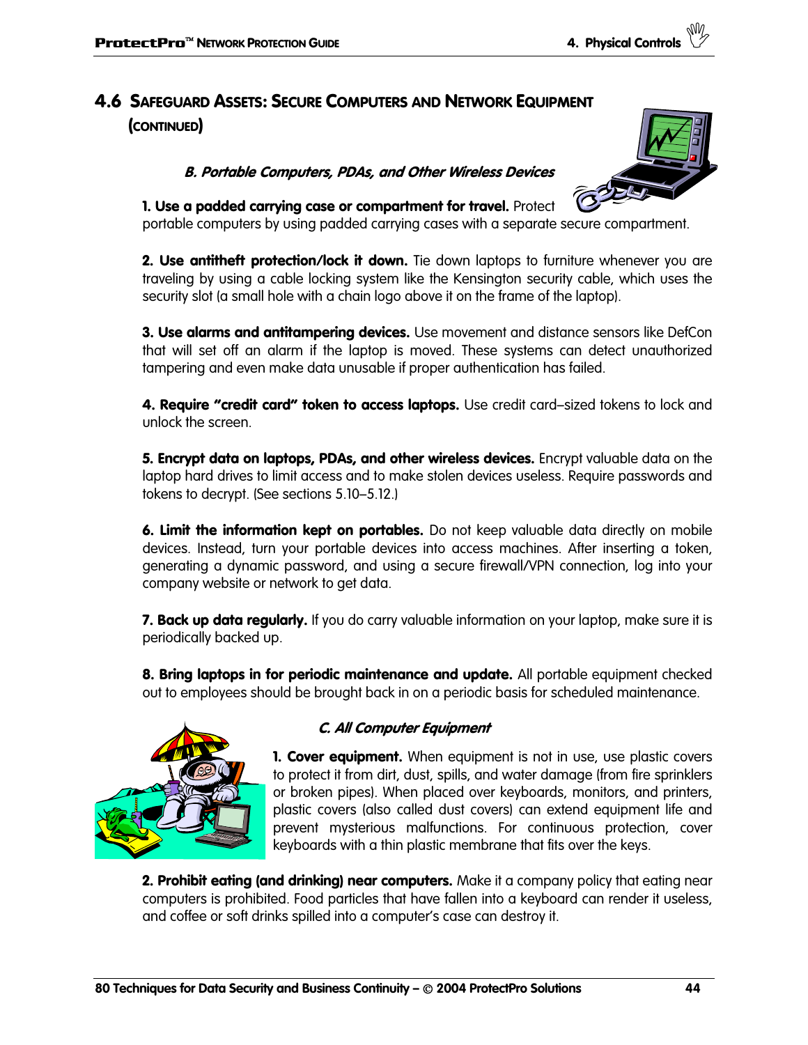## 4.6 Safeguard Assets: Secure Computers and Network Equipment (continued)

### *B. Portable Computers, PDAs, and Other Wireless Devices*

**1. Use a padded carrying case or compartment for travel.** Protect portable computers by using padded carrying cases with a separate secure compartment.

**2. Use antitheft protection/lock it down.** Tie down laptops to furniture whenever you are traveling by using a cable locking system like the Kensington security cable, which uses the security slot (a small hole with a chain logo above it on the frame of the laptop).

**3. Use alarms and antitampering devices.** Use movement and distance sensors like DefCon that will set off an alarm if the laptop is moved. These systems can detect unauthorized tampering and even make data unusable if proper authentication has failed.

**4. Require "credit card" token to access laptops.** Use credit card–sized tokens to lock and unlock the screen.

**5. Encrypt data on laptops, PDAs, and other wireless devices.** Encrypt valuable data on the laptop hard drives to limit access and to make stolen devices useless. Require passwords and tokens to decrypt. (See sections 5.10–5.12.)

**6. Limit the information kept on portables.** Do not keep valuable data directly on mobile devices. Instead, turn your portable devices into access machines. After inserting a token, generating a dynamic password, and using a secure firewall/VPN connection, log into your company website or network to get data.

**7. Back up data regularly.** If you do carry valuable information on your laptop, make sure it is periodically backed up.

**8. Bring laptops in for periodic maintenance and update.** All portable equipment checked out to employees should be brought back in on a periodic basis for scheduled maintenance.

### *C. All Computer Equipment*

**1. Cover equipment.** When equipment is not in use, use plastic covers to protect it from dirt, dust, spills, and water damage (from fire sprinklers or broken pipes). When placed over keyboards, monitors, and printers, plastic covers (also called dust covers) can extend equipment life and prevent mysterious malfunctions. For continuous protection, cover keyboards with a thin plastic membrane that fits over the keys.

**2. Prohibit eating (and drinking) near computers.** Make it a company policy that eating near computers is prohibited. Food particles that have fallen into a keyboard can render it useless, and coffee or soft drinks spilled into a computer's case can destroy it.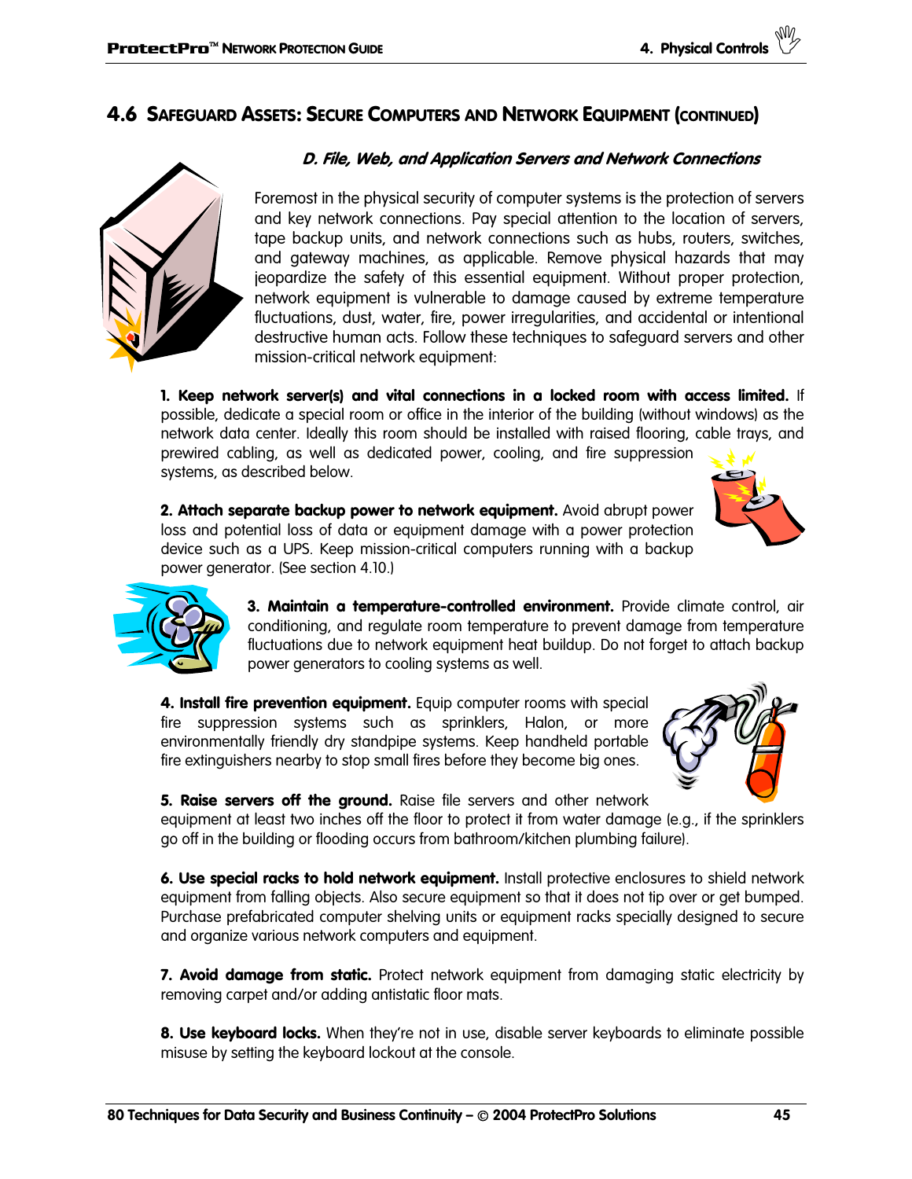## 4.6 Safeguard Assets: Secure Computers and Network Equipment (continued)

### *D. File, Web, and Application Servers and Network Connections*

Foremost in the physical security of computer systems is the protection of servers and key network connections. Pay special attention to the location of servers, tape backup units, and network connections such as hubs, routers, switches, and gateway machines, as applicable. Remove physical hazards that may jeopardize the safety of this essential equipment. Without proper protection, network equipment is vulnerable to damage caused by extreme temperature fluctuations, dust, water, fire, power irregularities, and accidental or intentional destructive human acts. Follow these techniques to safeguard servers and other mission-critical network equipment:

**1. Keep network server(s) and vital connections in a locked room with access limited.** If possible, dedicate a special room or office in the interior of the building (without windows) as the network data center. Ideally this room should be installed with raised flooring, cable trays, and prewired cabling, as well as dedicated power, cooling, and fire suppression systems, as described below.

**2. Attach separate backup power to network equipment.** Avoid abrupt power loss and potential loss of data or equipment damage with a power protection device such as a UPS. Keep mission-critical computers running with a backup power generator. (See section 4.10.)

**3. Maintain a temperature-controlled environment.** Provide climate control, air conditioning, and regulate room temperature to prevent damage from temperature fluctuations due to network equipment heat buildup. Do not forget to attach backup power generators to cooling systems as well.

**4. Install fire prevention equipment.** Equip computer rooms with special fire suppression systems such as sprinklers, Halon, or more environmentally friendly dry standpipe systems. Keep handheld portable fire extinguishers nearby to stop small fires before they become big ones.

**5. Raise servers off the ground.** Raise file servers and other network equipment at least two inches off the floor to protect it from water damage (e.g., if the sprinklers go off in the building or flooding occurs from bathroom/kitchen plumbing failure).

**6. Use special racks to hold network equipment.** Install protective enclosures to shield network equipment from falling objects. Also secure equipment so that it does not tip over or get bumped. Purchase prefabricated computer shelving units or equipment racks specially designed to secure and organize various network computers and equipment.

**7. Avoid damage from static.** Protect network equipment from damaging static electricity by removing carpet and/or adding antistatic floor mats.

**8. Use keyboard locks.** When they're not in use, disable server keyboards to eliminate possible misuse by setting the keyboard lockout at the console.